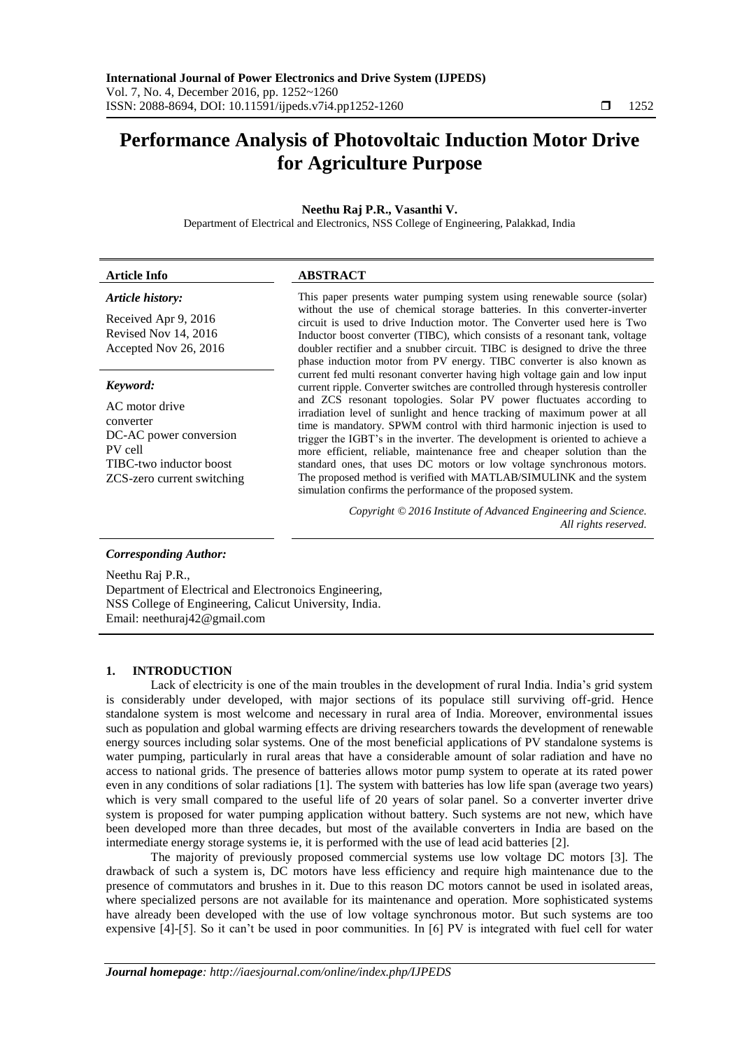# Performance Analysis of Photovoltaic Induction Motor Drive for Agriculture Purpose

**Neethu Raj P.R., Vasanthi V.**

Department of Electrical and Electronics, NSS College of Engineering, Palakkad, India

| **Article Info** | **ABSTRACT** |
|---|---|
| ***Article history:***<br><br>Received Apr 9, 2016<br>Revised Nov 14, 2016<br>Accepted Nov 26, 2016<br><br>***Keyword:***<br><br>AC motor drive<br>converter<br>DC-AC power conversion<br>PV cell<br>TIBC-two inductor boost<br>ZCS-zero current switching | This paper presents water pumping system using renewable source (solar) without the use of chemical storage batteries. In this converter-inverter circuit is used to drive Induction motor. The Converter used here is Two Inductor boost converter (TIBC), which consists of a resonant tank, voltage doubler rectifier and a snubber circuit. TIBC is designed to drive the three phase induction motor from PV energy. TIBC converter is also known as current fed multi resonant converter having high voltage gain and low input current ripple. Converter switches are controlled through hysteresis controller and ZCS resonant topologies. Solar PV power fluctuates according to irradiation level of sunlight and hence tracking of maximum power at all time is mandatory. SPWM control with third harmonic injection is used to trigger the IGBT's in the inverter. The development is oriented to achieve a more efficient, reliable, maintenance free and cheaper solution than the standard ones, that uses DC motors or low voltage synchronous motors. The proposed method is verified with MATLAB/SIMULINK and the system simulation confirms the performance of the proposed system.<br><br>*Copyright © 2016 Institute of Advanced Engineering and Science. All rights reserved.* |

***Corresponding Author:***

Neethu Raj P.R.,
Department of Electrical and Electronoics Engineering,
NSS College of Engineering, Calicut University, India.
Email: neethuraj42@gmail.com

## 1. INTRODUCTION

Lack of electricity is one of the main troubles in the development of rural India. India's grid system is considerably under developed, with major sections of its populace still surviving off-grid. Hence standalone system is most welcome and necessary in rural area of India. Moreover, environmental issues such as population and global warming effects are driving researchers towards the development of renewable energy sources including solar systems. One of the most beneficial applications of PV standalone systems is water pumping, particularly in rural areas that have a considerable amount of solar radiation and have no access to national grids. The presence of batteries allows motor pump system to operate at its rated power even in any conditions of solar radiations [1]. The system with batteries has low life span (average two years) which is very small compared to the useful life of 20 years of solar panel. So a converter inverter drive system is proposed for water pumping application without battery. Such systems are not new, which have been developed more than three decades, but most of the available converters in India are based on the intermediate energy storage systems ie, it is performed with the use of lead acid batteries [2].

The majority of previously proposed commercial systems use low voltage DC motors [3]. The drawback of such a system is, DC motors have less efficiency and require high maintenance due to the presence of commutators and brushes in it. Due to this reason DC motors cannot be used in isolated areas, where specialized persons are not available for its maintenance and operation. More sophisticated systems have already been developed with the use of low voltage synchronous motor. But such systems are too expensive [4]-[5]. So it can't be used in poor communities. In [6] PV is integrated with fuel cell for water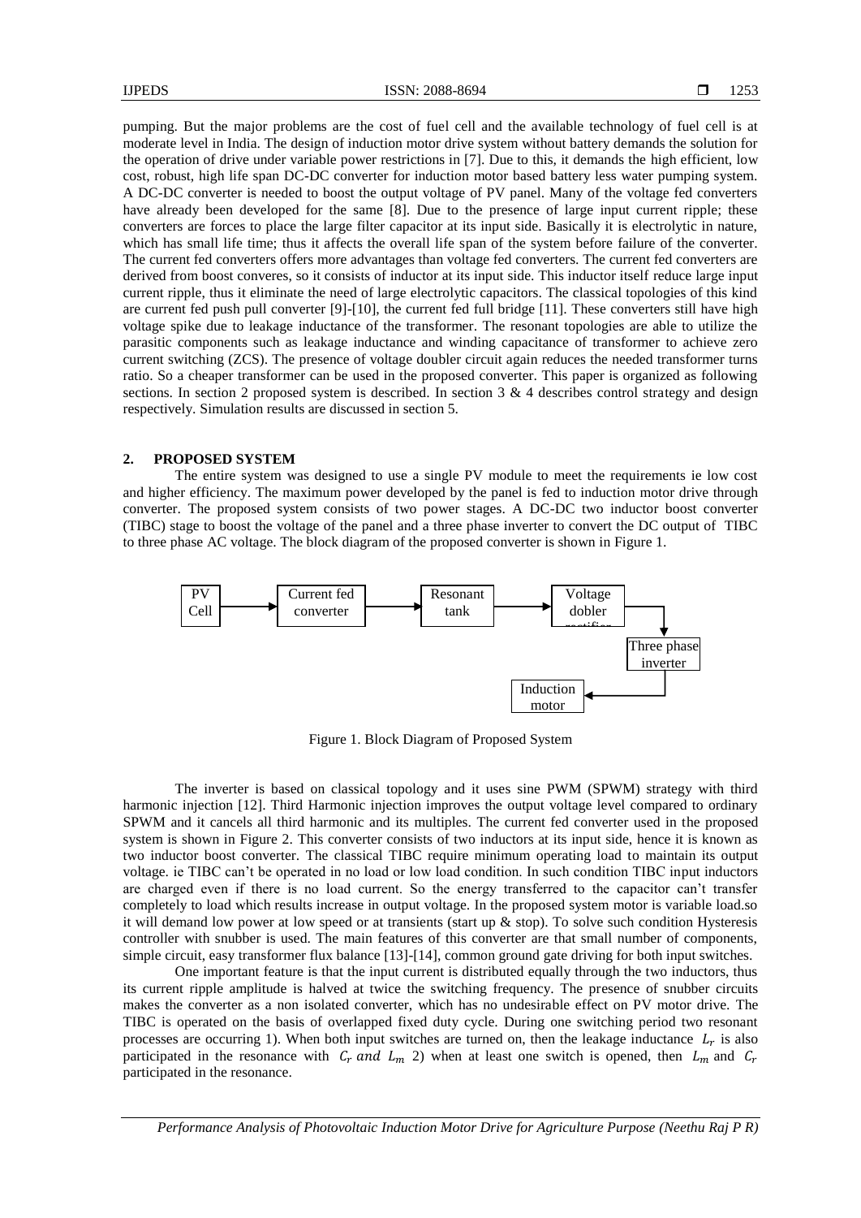pumping. But the major problems are the cost of fuel cell and the available technology of fuel cell is at moderate level in India. The design of induction motor drive system without battery demands the solution for the operation of drive under variable power restrictions in [7]. Due to this, it demands the high efficient, low cost, robust, high life span DC-DC converter for induction motor based battery less water pumping system. A DC-DC converter is needed to boost the output voltage of PV panel. Many of the voltage fed converters have already been developed for the same [8]. Due to the presence of large input current ripple; these converters are forces to place the large filter capacitor at its input side. Basically it is electrolytic in nature, which has small life time; thus it affects the overall life span of the system before failure of the converter. The current fed converters offers more advantages than voltage fed converters. The current fed converters are derived from boost converes, so it consists of inductor at its input side. This inductor itself reduce large input current ripple, thus it eliminate the need of large electrolytic capacitors. The classical topologies of this kind are current fed push pull converter [9]-[10], the current fed full bridge [11]. These converters still have high voltage spike due to leakage inductance of the transformer. The resonant topologies are able to utilize the parasitic components such as leakage inductance and winding capacitance of transformer to achieve zero current switching (ZCS). The presence of voltage doubler circuit again reduces the needed transformer turns ratio. So a cheaper transformer can be used in the proposed converter. This paper is organized as following sections. In section 2 proposed system is described. In section 3 & 4 describes control strategy and design respectively. Simulation results are discussed in section 5.

## 2. PROPOSED SYSTEM

The entire system was designed to use a single PV module to meet the requirements ie low cost and higher efficiency. The maximum power developed by the panel is fed to induction motor drive through converter. The proposed system consists of two power stages. A DC-DC two inductor boost converter (TIBC) stage to boost the voltage of the panel and a three phase inverter to convert the DC output of TIBC to three phase AC voltage. The block diagram of the proposed converter is shown in Figure 1.

PV Cell → Current fed converter → Resonant tank → Voltage dobler rectifier → Three phase inverter → Induction motor

Figure 1. Block Diagram of Proposed System

The inverter is based on classical topology and it uses sine PWM (SPWM) strategy with third harmonic injection [12]. Third Harmonic injection improves the output voltage level compared to ordinary SPWM and it cancels all third harmonic and its multiples. The current fed converter used in the proposed system is shown in Figure 2. This converter consists of two inductors at its input side, hence it is known as two inductor boost converter. The classical TIBC require minimum operating load to maintain its output voltage. ie TIBC can't be operated in no load or low load condition. In such condition TIBC input inductors are charged even if there is no load current. So the energy transferred to the capacitor can't transfer completely to load which results increase in output voltage. In the proposed system motor is variable load.so it will demand low power at low speed or at transients (start up & stop). To solve such condition Hysteresis controller with snubber is used. The main features of this converter are that small number of components, simple circuit, easy transformer flux balance [13]-[14], common ground gate driving for both input switches.

One important feature is that the input current is distributed equally through the two inductors, thus its current ripple amplitude is halved at twice the switching frequency. The presence of snubber circuits makes the converter as a non isolated converter, which has no undesirable effect on PV motor drive. The TIBC is operated on the basis of overlapped fixed duty cycle. During one switching period two resonant processes are occurring 1). When both input switches are turned on, then the leakage inductance $L_r$ is also participated in the resonance with $C_r$ and $L_m$ 2) when at least one switch is opened, then $L_m$ and $C_r$ participated in the resonance.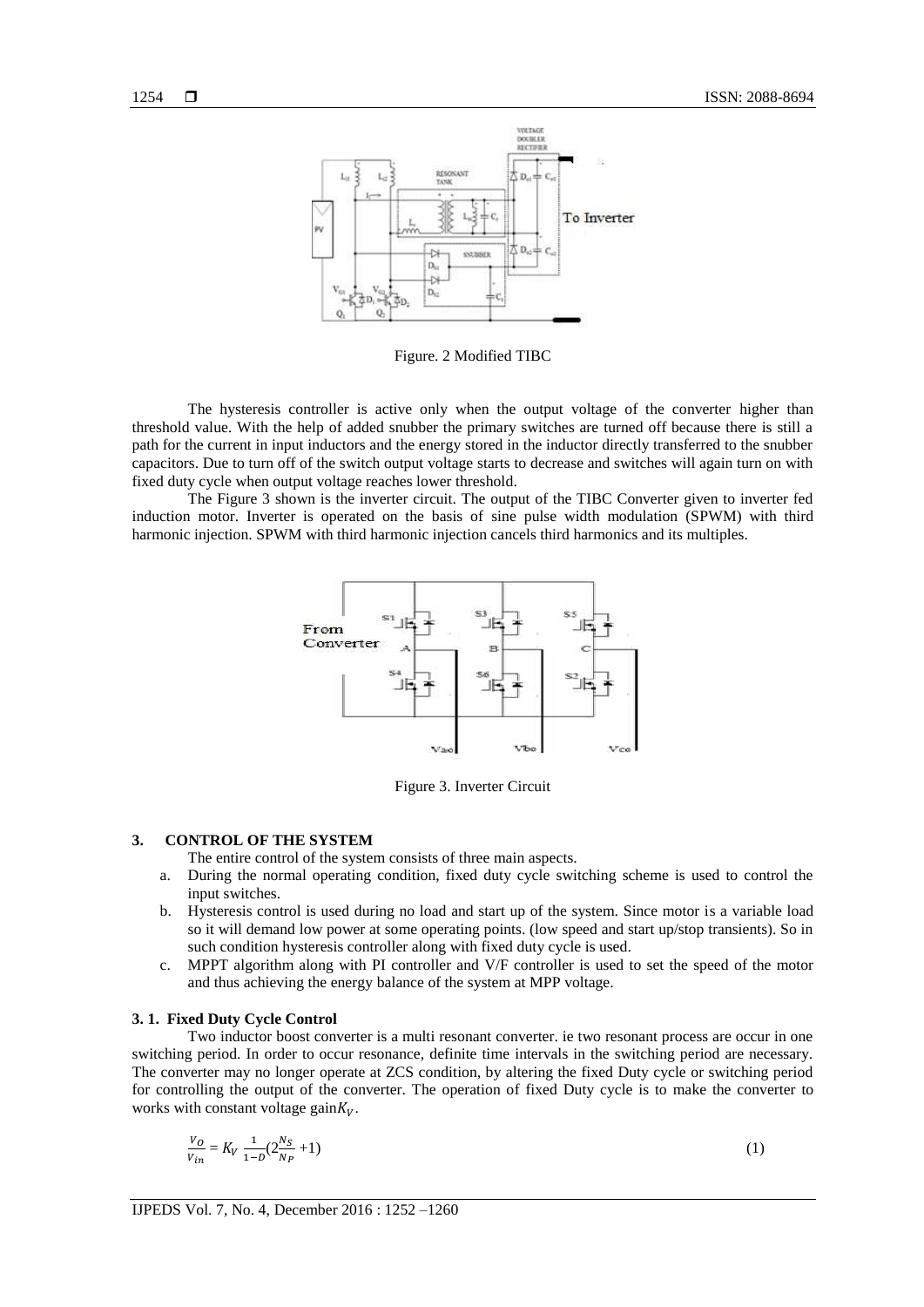Figure. 2 Modified TIBC

The hysteresis controller is active only when the output voltage of the converter higher than threshold value. With the help of added snubber the primary switches are turned off because there is still a path for the current in input inductors and the energy stored in the inductor directly transferred to the snubber capacitors. Due to turn off of the switch output voltage starts to decrease and switches will again turn on with fixed duty cycle when output voltage reaches lower threshold.

The Figure 3 shown is the inverter circuit. The output of the TIBC Converter given to inverter fed induction motor. Inverter is operated on the basis of sine pulse width modulation (SPWM) with third harmonic injection. SPWM with third harmonic injection cancels third harmonics and its multiples.

Figure 3. Inverter Circuit

## 3. CONTROL OF THE SYSTEM

The entire control of the system consists of three main aspects.

a. During the normal operating condition, fixed duty cycle switching scheme is used to control the input switches.
b. Hysteresis control is used during no load and start up of the system. Since motor is a variable load so it will demand low power at some operating points. (low speed and start up/stop transients). So in such condition hysteresis controller along with fixed duty cycle is used.
c. MPPT algorithm along with PI controller and V/F controller is used to set the speed of the motor and thus achieving the energy balance of the system at MPP voltage.

### 3. 1. Fixed Duty Cycle Control

Two inductor boost converter is a multi resonant converter. ie two resonant process are occur in one switching period. In order to occur resonance, definite time intervals in the switching period are necessary. The converter may no longer operate at ZCS condition, by altering the fixed Duty cycle or switching period for controlling the output of the converter. The operation of fixed Duty cycle is to make the converter to works with constant voltage gain $K_V$.

$$\frac{V_O}{V_{in}} = K_V \frac{1}{1-D}\left(2\frac{N_S}{N_P}+1\right) \tag{1}$$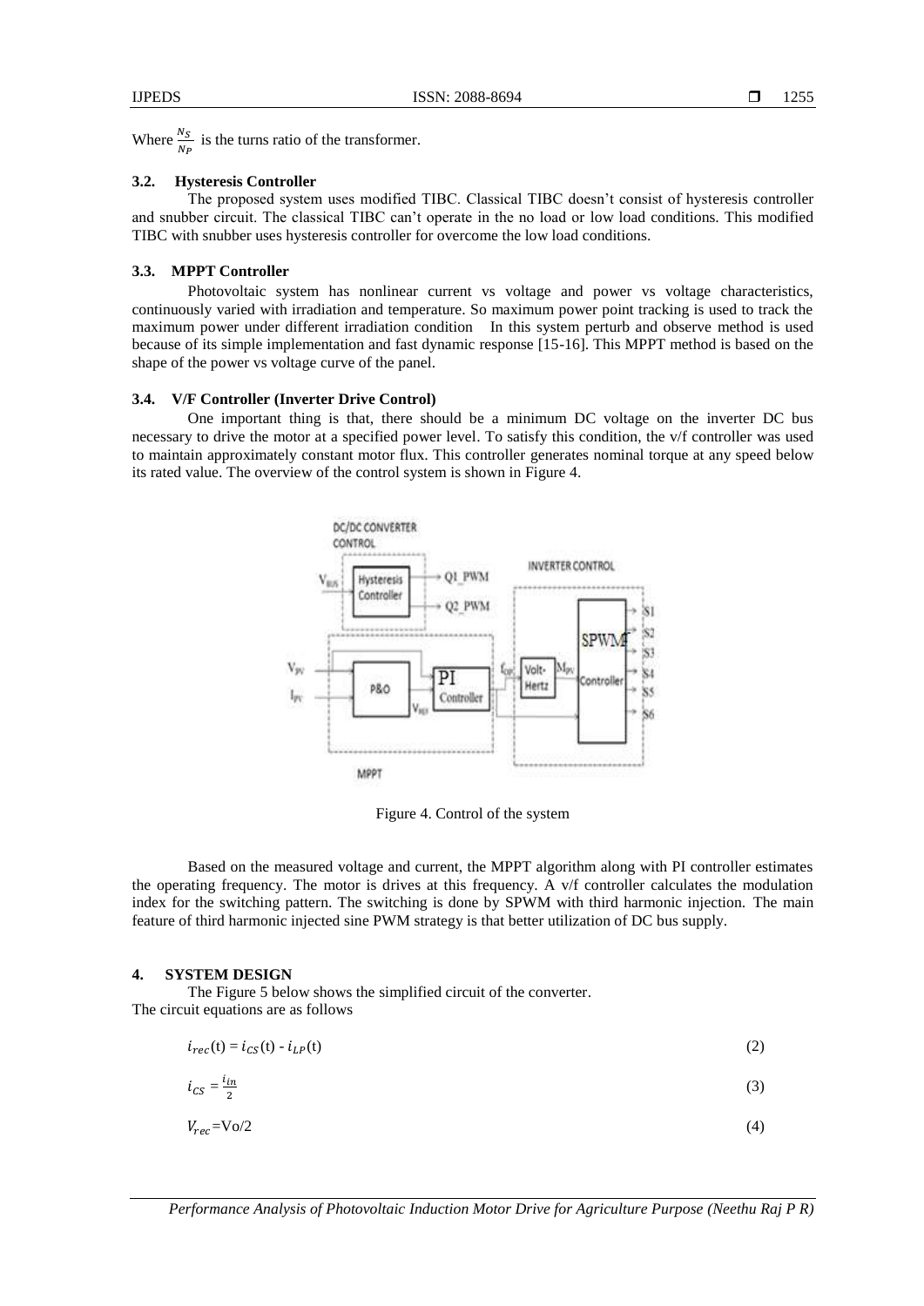Where $\frac{N_S}{N_P}$ is the turns ratio of the transformer.

### 3.2. Hysteresis Controller

The proposed system uses modified TIBC. Classical TIBC doesn't consist of hysteresis controller and snubber circuit. The classical TIBC can't operate in the no load or low load conditions. This modified TIBC with snubber uses hysteresis controller for overcome the low load conditions.

### 3.3. MPPT Controller

Photovoltaic system has nonlinear current vs voltage and power vs voltage characteristics, continuously varied with irradiation and temperature. So maximum power point tracking is used to track the maximum power under different irradiation condition In this system perturb and observe method is used because of its simple implementation and fast dynamic response [15-16]. This MPPT method is based on the shape of the power vs voltage curve of the panel.

### 3.4. V/F Controller (Inverter Drive Control)

One important thing is that, there should be a minimum DC voltage on the inverter DC bus necessary to drive the motor at a specified power level. To satisfy this condition, the v/f controller was used to maintain approximately constant motor flux. This controller generates nominal torque at any speed below its rated value. The overview of the control system is shown in Figure 4.

Figure 4. Control of the system

Based on the measured voltage and current, the MPPT algorithm along with PI controller estimates the operating frequency. The motor is drives at this frequency. A v/f controller calculates the modulation index for the switching pattern. The switching is done by SPWM with third harmonic injection. The main feature of third harmonic injected sine PWM strategy is that better utilization of DC bus supply.

## 4. SYSTEM DESIGN

The Figure 5 below shows the simplified circuit of the converter.
The circuit equations are as follows

$$i_{rec}(t) = i_{CS}(t) - i_{LP}(t) \tag{2}$$

$$i_{CS} = \frac{i_{in}}{2} \tag{3}$$

$$V_{rec} = Vo/2 \tag{4}$$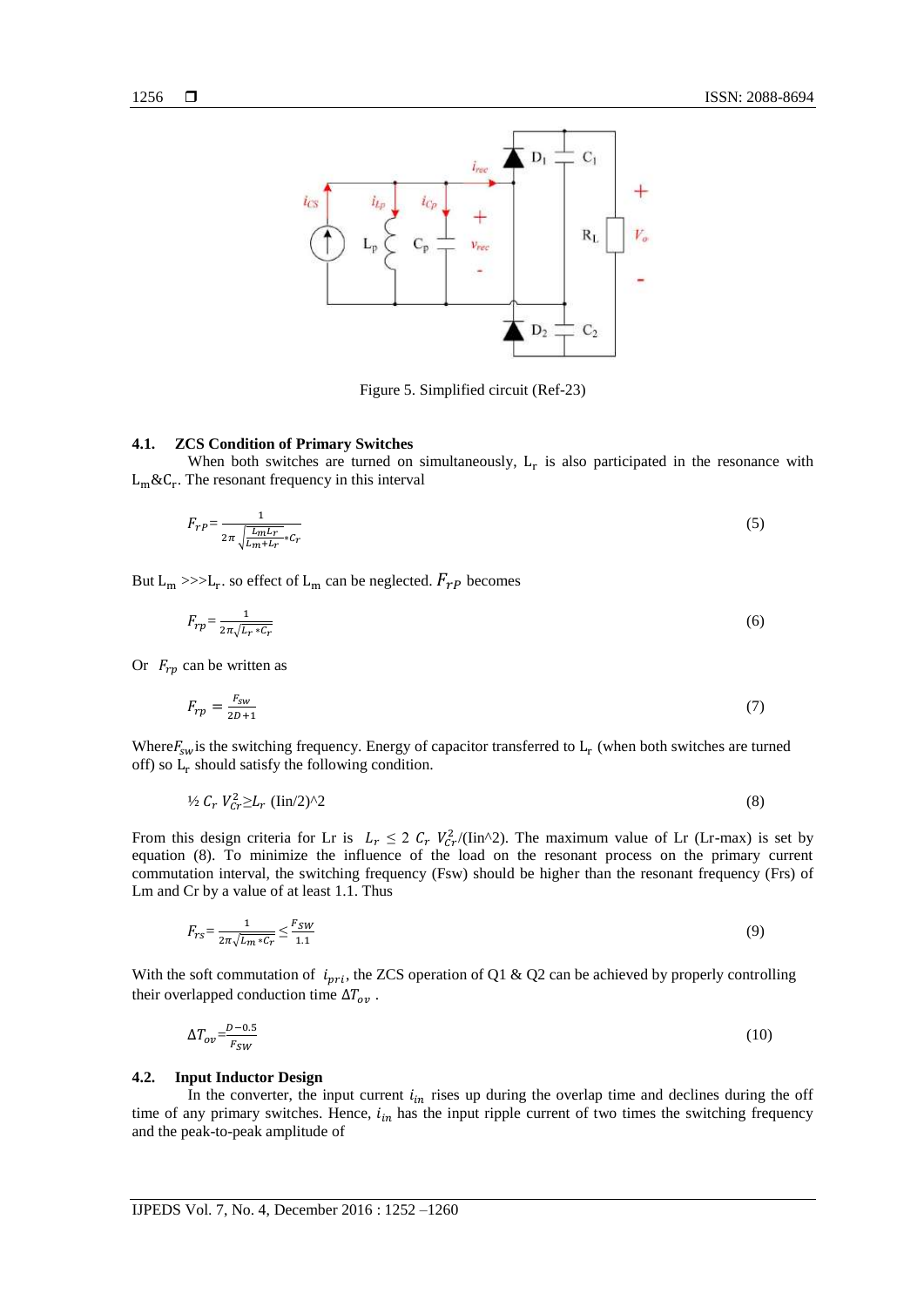Figure 5. Simplified circuit (Ref-23)

### 4.1. ZCS Condition of Primary Switches

When both switches are turned on simultaneously, $L_r$ is also participated in the resonance with $L_m$&$C_r$. The resonant frequency in this interval

$$F_{rP} = \frac{1}{2\pi\sqrt{\frac{L_m L_r}{L_m + L_r} * C_r}} \tag{5}$$

But $L_m$ >>>$L_r$. so effect of $L_m$ can be neglected. $F_{rP}$ becomes

$$F_{rp} = \frac{1}{2\pi\sqrt{L_r * C_r}} \tag{6}$$

Or $F_{rp}$ can be written as

$$F_{rp} = \frac{F_{sw}}{2D+1} \tag{7}$$

Where$F_{sw}$is the switching frequency. Energy of capacitor transferred to $L_r$ (when both switches are turned off) so $L_r$ should satisfy the following condition.

$$½\ C_r\ V_{Cr}^2 \geq L_r\ (\text{Iin}/2)\text{^}2 \tag{8}$$

From this design criteria for Lr is $L_r \leq 2\ C_r\ V_{Cr}^2/(\text{Iin}\text{^}2)$. The maximum value of Lr (Lr-max) is set by equation (8). To minimize the influence of the load on the resonant process on the primary current commutation interval, the switching frequency (Fsw) should be higher than the resonant frequency (Frs) of Lm and Cr by a value of at least 1.1. Thus

$$F_{rs} = \frac{1}{2\pi\sqrt{L_m * C_r}} \leq \frac{F_{SW}}{1.1} \tag{9}$$

With the soft commutation of $i_{pri}$, the ZCS operation of Q1 & Q2 can be achieved by properly controlling their overlapped conduction time $\Delta T_{ov}$ .

$$\Delta T_{ov} = \frac{D-0.5}{F_{SW}} \tag{10}$$

### 4.2. Input Inductor Design

In the converter, the input current $i_{in}$ rises up during the overlap time and declines during the off time of any primary switches. Hence, $i_{in}$ has the input ripple current of two times the switching frequency and the peak-to-peak amplitude of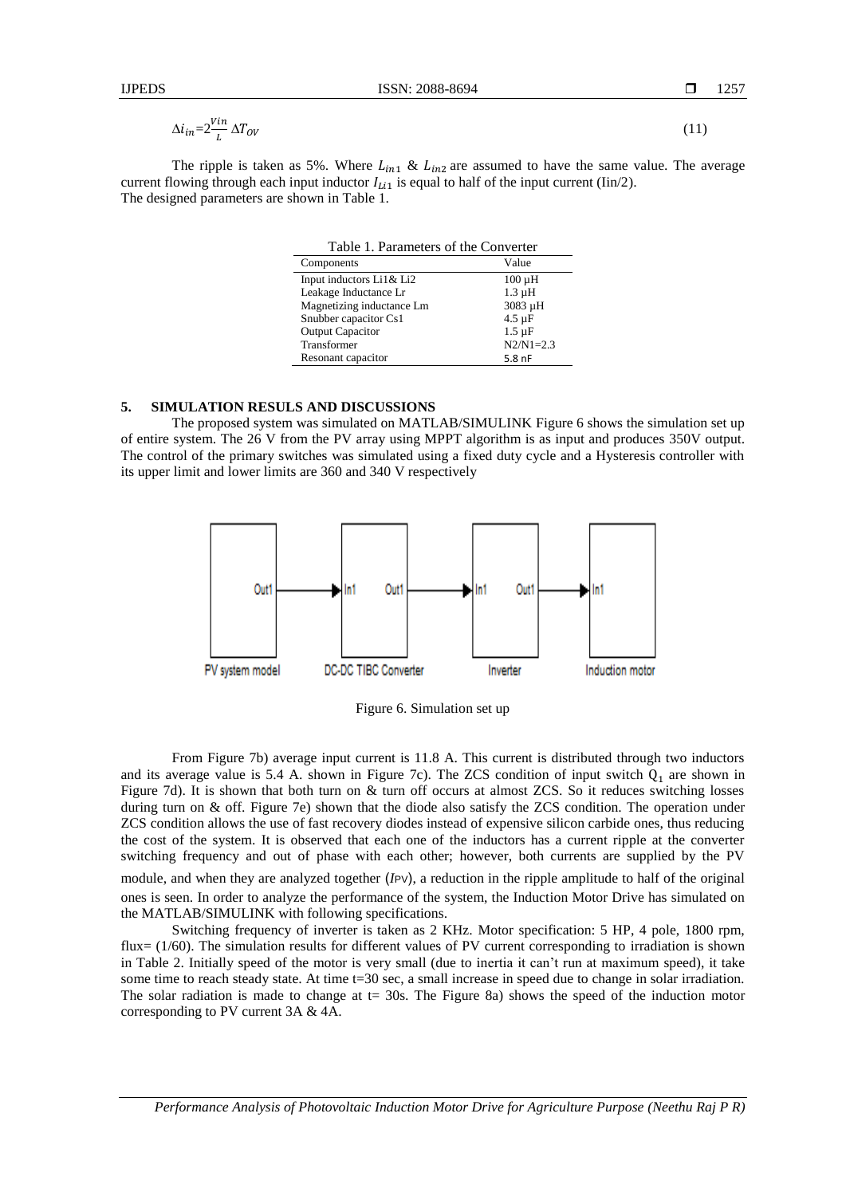$$\Delta i_{in}=2\frac{Vin}{L}\,\Delta T_{OV} \tag{11}$$

The ripple is taken as 5%. Where $L_{in1}$ & $L_{in2}$ are assumed to have the same value. The average current flowing through each input inductor $I_{Li1}$ is equal to half of the input current (Iin/2).
The designed parameters are shown in Table 1.

Table 1. Parameters of the Converter

| Components | Value |
|---|---|
| Input inductors Li1& Li2 | 100 µH |
| Leakage Inductance Lr | 1.3 µH |
| Magnetizing inductance Lm | 3083 µH |
| Snubber capacitor Cs1 | 4.5 µF |
| Output Capacitor | 1.5 µF |
| Transformer | N2/N1=2.3 |
| Resonant capacitor | 5.8 nF |

## 5. SIMULATION RESULS AND DISCUSSIONS

The proposed system was simulated on MATLAB/SIMULINK Figure 6 shows the simulation set up of entire system. The 26 V from the PV array using MPPT algorithm is as input and produces 350V output. The control of the primary switches was simulated using a fixed duty cycle and a Hysteresis controller with its upper limit and lower limits are 360 and 340 V respectively

PV system model (Out1) → DC-DC TIBC Converter (In1, Out1) → Inverter (In1, Out1) → Induction motor (In1)

Figure 6. Simulation set up

From Figure 7b) average input current is 11.8 A. This current is distributed through two inductors and its average value is 5.4 A. shown in Figure 7c). The ZCS condition of input switch $Q_1$ are shown in Figure 7d). It is shown that both turn on & turn off occurs at almost ZCS. So it reduces switching losses during turn on & off. Figure 7e) shown that the diode also satisfy the ZCS condition. The operation under ZCS condition allows the use of fast recovery diodes instead of expensive silicon carbide ones, thus reducing the cost of the system. It is observed that each one of the inductors has a current ripple at the converter switching frequency and out of phase with each other; however, both currents are supplied by the PV module, and when they are analyzed together ($I_{PV}$), a reduction in the ripple amplitude to half of the original ones is seen. In order to analyze the performance of the system, the Induction Motor Drive has simulated on the MATLAB/SIMULINK with following specifications.

Switching frequency of inverter is taken as 2 KHz. Motor specification: 5 HP, 4 pole, 1800 rpm, flux= (1/60). The simulation results for different values of PV current corresponding to irradiation is shown in Table 2. Initially speed of the motor is very small (due to inertia it can't run at maximum speed), it take some time to reach steady state. At time t=30 sec, a small increase in speed due to change in solar irradiation. The solar radiation is made to change at t= 30s. The Figure 8a) shows the speed of the induction motor corresponding to PV current 3A & 4A.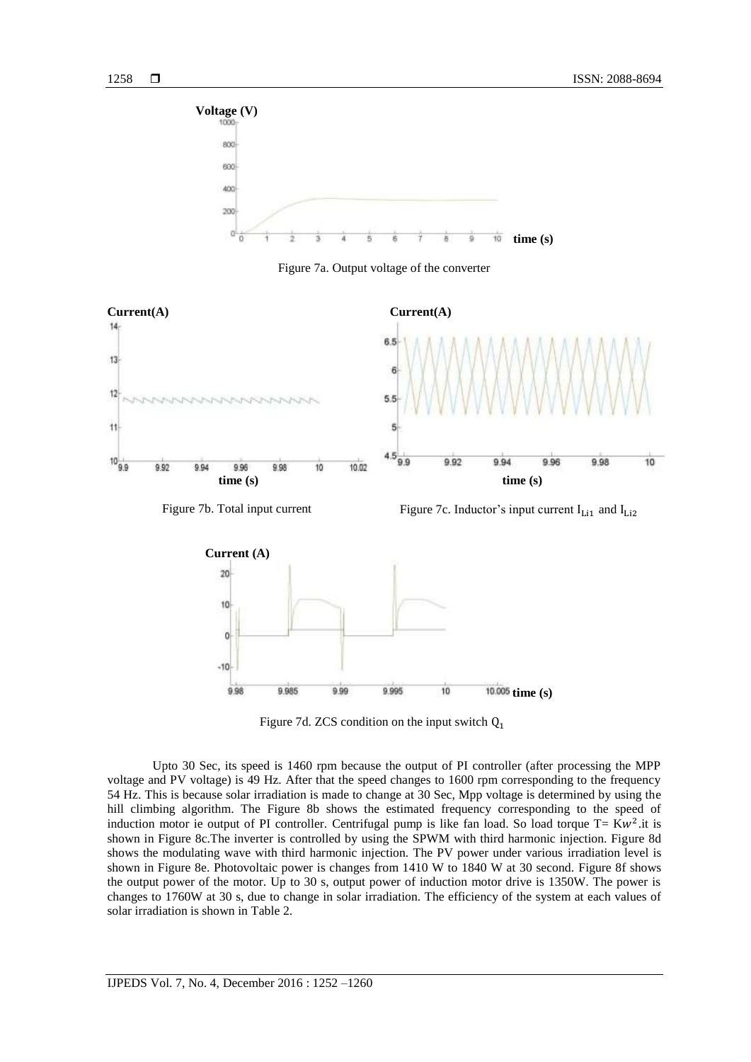Figure 7a. Output voltage of the converter

Figure 7b. Total input current

Figure 7c. Inductor's input current $I_{Li1}$ and $I_{Li2}$

Figure 7d. ZCS condition on the input switch $Q_1$

Upto 30 Sec, its speed is 1460 rpm because the output of PI controller (after processing the MPP voltage and PV voltage) is 49 Hz. After that the speed changes to 1600 rpm corresponding to the frequency 54 Hz. This is because solar irradiation is made to change at 30 Sec, Mpp voltage is determined by using the hill climbing algorithm. The Figure 8b shows the estimated frequency corresponding to the speed of induction motor ie output of PI controller. Centrifugal pump is like fan load. So load torque $T = Kw^2$.it is shown in Figure 8c.The inverter is controlled by using the SPWM with third harmonic injection. Figure 8d shows the modulating wave with third harmonic injection. The PV power under various irradiation level is shown in Figure 8e. Photovoltaic power is changes from 1410 W to 1840 W at 30 second. Figure 8f shows the output power of the motor. Up to 30 s, output power of induction motor drive is 1350W. The power is changes to 1760W at 30 s, due to change in solar irradiation. The efficiency of the system at each values of solar irradiation is shown in Table 2.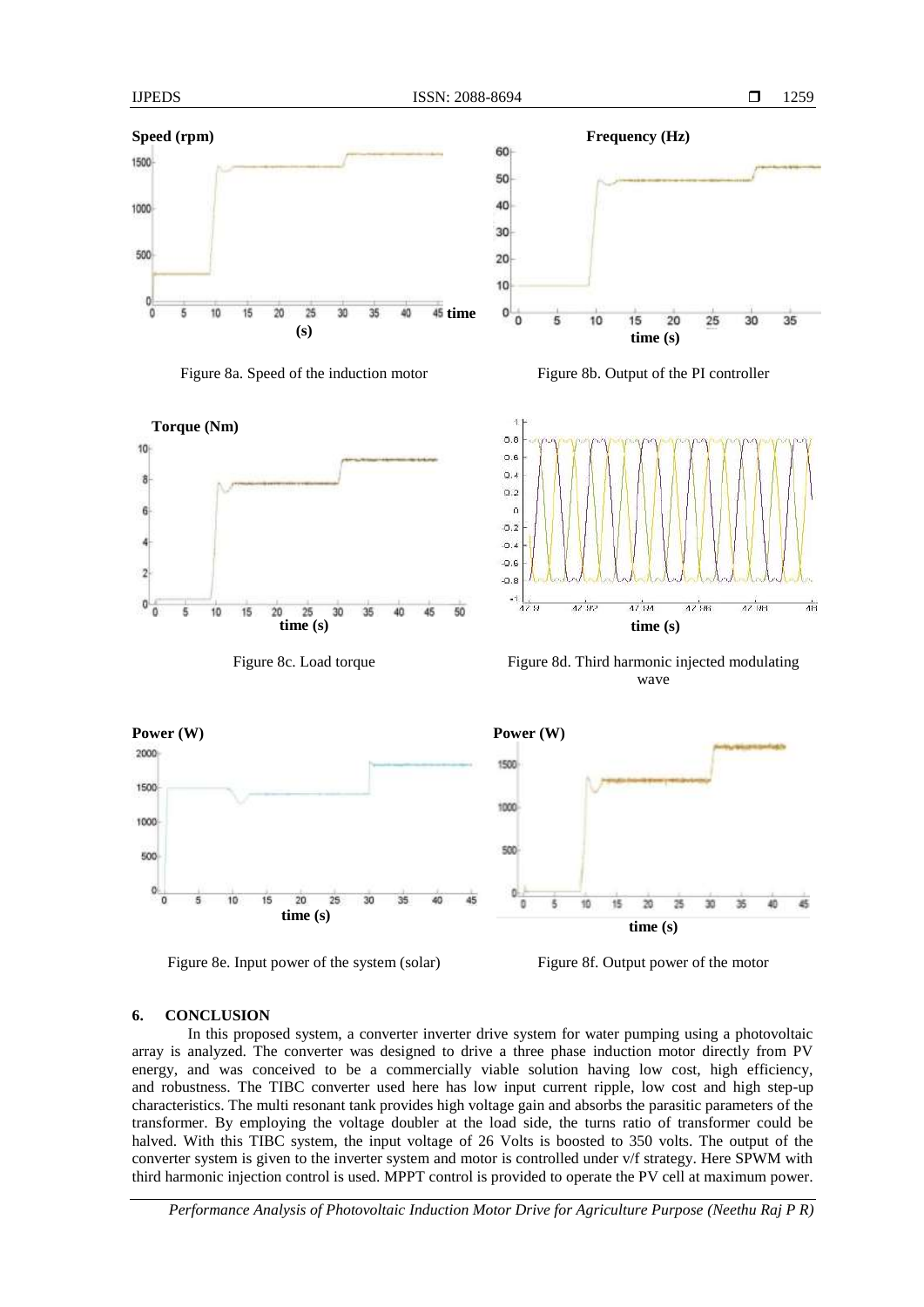Figure 8a. Speed of the induction motor

Figure 8b. Output of the PI controller

Figure 8c. Load torque

Figure 8d. Third harmonic injected modulating wave

Figure 8e. Input power of the system (solar)

Figure 8f. Output power of the motor

## 6. CONCLUSION

In this proposed system, a converter inverter drive system for water pumping using a photovoltaic array is analyzed. The converter was designed to drive a three phase induction motor directly from PV energy, and was conceived to be a commercially viable solution having low cost, high efficiency, and robustness. The TIBC converter used here has low input current ripple, low cost and high step-up characteristics. The multi resonant tank provides high voltage gain and absorbs the parasitic parameters of the transformer. By employing the voltage doubler at the load side, the turns ratio of transformer could be halved. With this TIBC system, the input voltage of 26 Volts is boosted to 350 volts. The output of the converter system is given to the inverter system and motor is controlled under v/f strategy. Here SPWM with third harmonic injection control is used. MPPT control is provided to operate the PV cell at maximum power.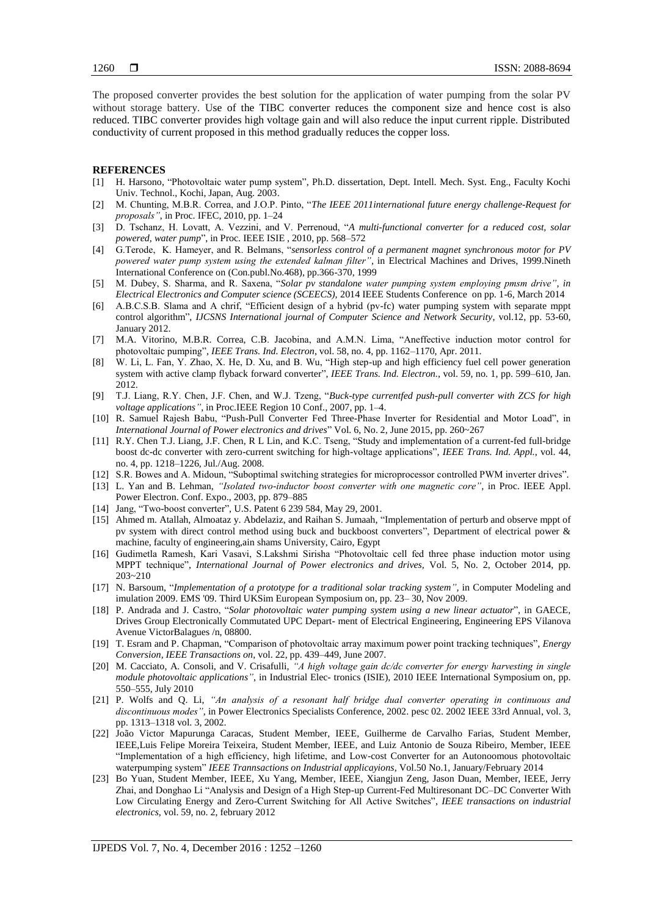The proposed converter provides the best solution for the application of water pumping from the solar PV without storage battery. Use of the TIBC converter reduces the component size and hence cost is also reduced. TIBC converter provides high voltage gain and will also reduce the input current ripple. Distributed conductivity of current proposed in this method gradually reduces the copper loss.

**REFERENCES**

[1] H. Harsono, "Photovoltaic water pump system", Ph.D. dissertation, Dept. Intell. Mech. Syst. Eng., Faculty Kochi Univ. Technol., Kochi, Japan, Aug. 2003.

[2] M. Chunting, M.B.R. Correa, and J.O.P. Pinto, "*The IEEE 2011international future energy challenge-Request for proposals"*, in Proc. IFEC, 2010, pp. 1–24

[3] D. Tschanz, H. Lovatt, A. Vezzini, and V. Perrenoud, "*A multi-functional converter for a reduced cost, solar powered, water pump*", in Proc. IEEE ISIE , 2010, pp. 568–572

[4] G.Terode, K. Hameyer, and R. Belmans, "*sensorless control of a permanent magnet synchronous motor for PV powered water pump system using the extended kalman filter"*, in Electrical Machines and Drives, 1999.Nineth International Conference on (Con.publ.No.468), pp.366-370, 1999

[5] M. Dubey, S. Sharma, and R. Saxena, "*Solar pv standalone water pumping system employing pmsm drive", in Electrical Electronics and Computer science (SCEECS),* 2014 IEEE Students Conference on pp. 1-6, March 2014

[6] A.B.C.S.B. Slama and A chrif, "Efficient design of a hybrid (pv-fc) water pumping system with separate mppt control algorithm", *IJCSNS International journal of Computer Science and Network Security*, vol.12, pp. 53-60, January 2012.

[7] M.A. Vitorino, M.B.R. Correa, C.B. Jacobina, and A.M.N. Lima, "Aneffective induction motor control for photovoltaic pumping", *IEEE Trans. Ind. Electron*, vol. 58, no. 4, pp. 1162–1170, Apr. 2011.

[8] W. Li, L. Fan, Y. Zhao, X. He, D. Xu, and B. Wu, "High step-up and high efficiency fuel cell power generation system with active clamp flyback forward converter", *IEEE Trans. Ind. Electron.*, vol. 59, no. 1, pp. 599–610, Jan. 2012.

[9] T.J. Liang, R.Y. Chen, J.F. Chen, and W.J. Tzeng, "*Buck-type currentfed push-pull converter with ZCS for high voltage applications"*, in Proc.IEEE Region 10 Conf., 2007, pp. 1–4.

[10] R. Samuel Rajesh Babu, "Push-Pull Converter Fed Three-Phase Inverter for Residential and Motor Load", in *International Journal of Power electronics and drives*" Vol. 6, No. 2, June 2015, pp. 260~267

[11] R.Y. Chen T.J. Liang, J.F. Chen, R L Lin, and K.C. Tseng, "Study and implementation of a current-fed full-bridge boost dc-dc converter with zero-current switching for high-voltage applications", *IEEE Trans. Ind. Appl.*, vol. 44, no. 4, pp. 1218–1226, Jul./Aug. 2008.

[12] S.R. Bowes and A. Midoun, "Suboptimal switching strategies for microprocessor controlled PWM inverter drives".

[13] L. Yan and B. Lehman, *"Isolated two-inductor boost converter with one magnetic core"*, in Proc. IEEE Appl. Power Electron. Conf. Expo., 2003, pp. 879–885

[14] Jang, "Two-boost converter", U.S. Patent 6 239 584, May 29, 2001.

[15] Ahmed m. Atallah, Almoataz y. Abdelaziz, and Raihan S. Jumaah, "Implementation of perturb and observe mppt of pv system with direct control method using buck and buckboost converters", Department of electrical power & machine, faculty of engineering,ain shams University, Cairo, Egypt

[16] Gudimetla Ramesh, Kari Vasavi, S.Lakshmi Sirisha "Photovoltaic cell fed three phase induction motor using MPPT technique", *International Journal of Power electronics and drives,* Vol. 5, No. 2, October 2014, pp. 203~210

[17] N. Barsoum, "*Implementation of a prototype for a traditional solar tracking system"*, in Computer Modeling and imulation 2009. EMS '09. Third UKSim European Symposium on, pp. 23– 30, Nov 2009.

[18] P. Andrada and J. Castro, "*Solar photovoltaic water pumping system using a new linear actuator*", in GAECE, Drives Group Electronically Commutated UPC Depart- ment of Electrical Engineering, Engineering EPS Vilanova Avenue VictorBalagues /n, 08800.

[19] T. Esram and P. Chapman, "Comparison of photovoltaic array maximum power point tracking techniques", *Energy Conversion, IEEE Transactions on*, vol. 22, pp. 439–449, June 2007.

[20] M. Cacciato, A. Consoli, and V. Crisafulli, *"A high voltage gain dc/dc converter for energy harvesting in single module photovoltaic applications"*, in Industrial Elec- tronics (ISIE), 2010 IEEE International Symposium on, pp. 550–555, July 2010

[21] P. Wolfs and Q. Li, *"An analysis of a resonant half bridge dual converter operating in continuous and discontinuous modes"*, in Power Electronics Specialists Conference, 2002. pesc 02. 2002 IEEE 33rd Annual, vol. 3, pp. 1313–1318 vol. 3, 2002.

[22] João Victor Mapurunga Caracas, Student Member, IEEE, Guilherme de Carvalho Farias, Student Member, IEEE,Luis Felipe Moreira Teixeira, Student Member, IEEE, and Luiz Antonio de Souza Ribeiro, Member, IEEE "Implementation of a high efficiency, high lifetime, and Low-cost Converter for an Autonoomous photovoltaic waterpumping system" *IEEE Trannsactions on Industrial applicayions*, Vol.50 No.1, January/February 2014

[23] Bo Yuan, Student Member, IEEE, Xu Yang, Member, IEEE, Xiangjun Zeng, Jason Duan, Member, IEEE, Jerry Zhai, and Donghao Li "Analysis and Design of a High Step-up Current-Fed Multiresonant DC–DC Converter With Low Circulating Energy and Zero-Current Switching for All Active Switches", *IEEE transactions on industrial electronics,* vol. 59, no. 2, february 2012